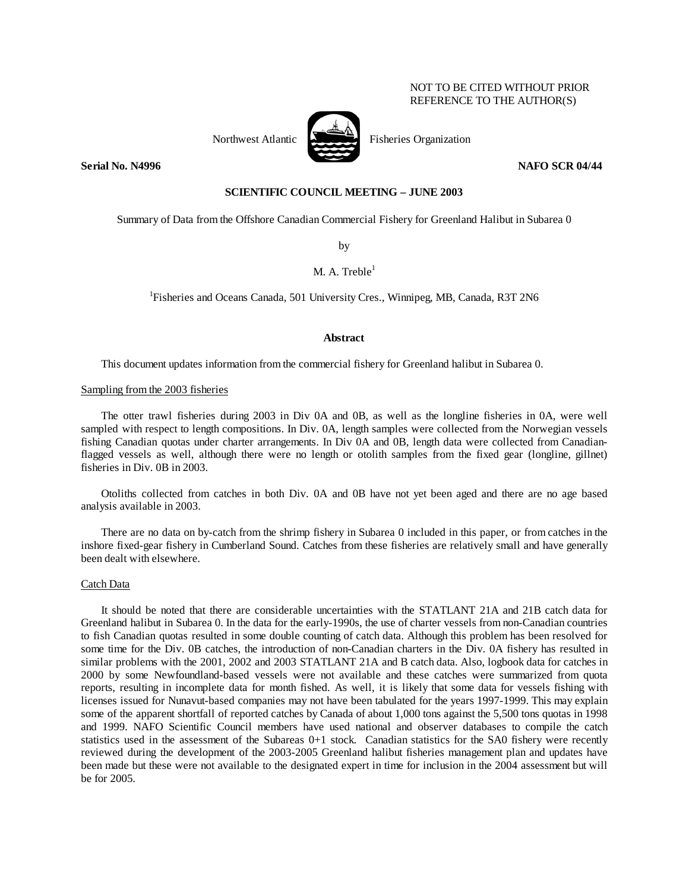NOT TO BE CITED WITHOUT PRIOR REFERENCE TO THE AUTHOR(S)

Northwest Atlantic Fisheries Organization

**Serial No. N4996** **NAFO SCR 04/44**

**SCIENTIFIC COUNCIL MEETING – JUNE 2003**

Summary of Data from the Offshore Canadian Commercial Fishery for Greenland Halibut in Subarea 0

by

M. A. Treble[1]

[1]Fisheries and Oceans Canada, 501 University Cres., Winnipeg, MB, Canada, R3T 2N6

## Abstract

This document updates information from the commercial fishery for Greenland halibut in Subarea 0.

### Sampling from the 2003 fisheries

The otter trawl fisheries during 2003 in Div 0A and 0B, as well as the longline fisheries in 0A, were well sampled with respect to length compositions. In Div. 0A, length samples were collected from the Norwegian vessels fishing Canadian quotas under charter arrangements. In Div 0A and 0B, length data were collected from Canadian-flagged vessels as well, although there were no length or otolith samples from the fixed gear (longline, gillnet) fisheries in Div. 0B in 2003.

Otoliths collected from catches in both Div. 0A and 0B have not yet been aged and there are no age based analysis available in 2003.

There are no data on by-catch from the shrimp fishery in Subarea 0 included in this paper, or from catches in the inshore fixed-gear fishery in Cumberland Sound. Catches from these fisheries are relatively small and have generally been dealt with elsewhere.

### Catch Data

It should be noted that there are considerable uncertainties with the STATLANT 21A and 21B catch data for Greenland halibut in Subarea 0. In the data for the early-1990s, the use of charter vessels from non-Canadian countries to fish Canadian quotas resulted in some double counting of catch data. Although this problem has been resolved for some time for the Div. 0B catches, the introduction of non-Canadian charters in the Div. 0A fishery has resulted in similar problems with the 2001, 2002 and 2003 STATLANT 21A and B catch data. Also, logbook data for catches in 2000 by some Newfoundland-based vessels were not available and these catches were summarized from quota reports, resulting in incomplete data for month fished. As well, it is likely that some data for vessels fishing with licenses issued for Nunavut-based companies may not have been tabulated for the years 1997-1999. This may explain some of the apparent shortfall of reported catches by Canada of about 1,000 tons against the 5,500 tons quotas in 1998 and 1999. NAFO Scientific Council members have used national and observer databases to compile the catch statistics used in the assessment of the Subareas 0+1 stock. Canadian statistics for the SA0 fishery were recently reviewed during the development of the 2003-2005 Greenland halibut fisheries management plan and updates have been made but these were not available to the designated expert in time for inclusion in the 2004 assessment but will be for 2005.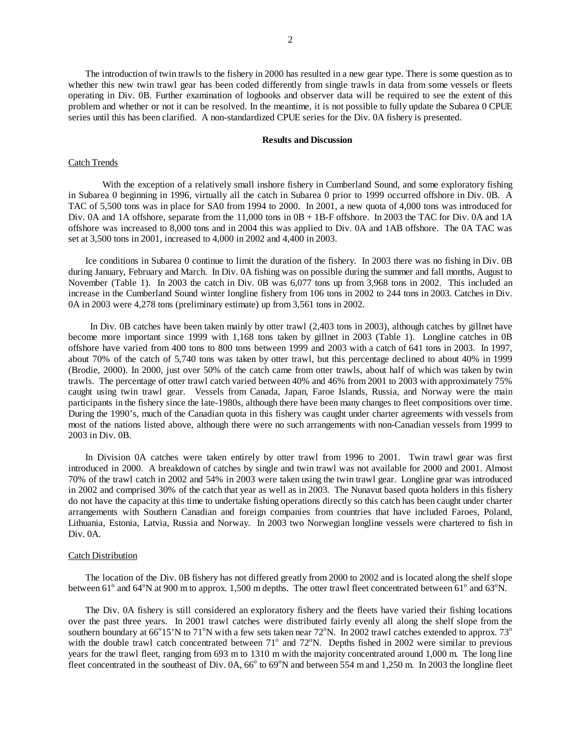The introduction of twin trawls to the fishery in 2000 has resulted in a new gear type. There is some question as to whether this new twin trawl gear has been coded differently from single trawls in data from some vessels or fleets operating in Div. 0B. Further examination of logbooks and observer data will be required to see the extent of this problem and whether or not it can be resolved. In the meantime, it is not possible to fully update the Subarea 0 CPUE series until this has been clarified. A non-standardized CPUE series for the Div. 0A fishery is presented.

## Results and Discussion

### Catch Trends

With the exception of a relatively small inshore fishery in Cumberland Sound, and some exploratory fishing in Subarea 0 beginning in 1996, virtually all the catch in Subarea 0 prior to 1999 occurred offshore in Div. 0B. A TAC of 5,500 tons was in place for SA0 from 1994 to 2000. In 2001, a new quota of 4,000 tons was introduced for Div. 0A and 1A offshore, separate from the 11,000 tons in 0B + 1B-F offshore. In 2003 the TAC for Div. 0A and 1A offshore was increased to 8,000 tons and in 2004 this was applied to Div. 0A and 1AB offshore. The 0A TAC was set at 3,500 tons in 2001, increased to 4,000 in 2002 and 4,400 in 2003.

Ice conditions in Subarea 0 continue to limit the duration of the fishery. In 2003 there was no fishing in Div. 0B during January, February and March. In Div. 0A fishing was on possible during the summer and fall months, August to November (Table 1). In 2003 the catch in Div. 0B was 6,077 tons up from 3,968 tons in 2002. This included an increase in the Cumberland Sound winter longline fishery from 106 tons in 2002 to 244 tons in 2003. Catches in Div. 0A in 2003 were 4,278 tons (preliminary estimate) up from 3,561 tons in 2002.

In Div. 0B catches have been taken mainly by otter trawl (2,403 tons in 2003), although catches by gillnet have become more important since 1999 with 1,168 tons taken by gillnet in 2003 (Table 1). Longline catches in 0B offshore have varied from 400 tons to 800 tons between 1999 and 2003 with a catch of 641 tons in 2003. In 1997, about 70% of the catch of 5,740 tons was taken by otter trawl, but this percentage declined to about 40% in 1999 (Brodie, 2000). In 2000, just over 50% of the catch came from otter trawls, about half of which was taken by twin trawls. The percentage of otter trawl catch varied between 40% and 46% from 2001 to 2003 with approximately 75% caught using twin trawl gear. Vessels from Canada, Japan, Faroe Islands, Russia, and Norway were the main participants in the fishery since the late-1980s, although there have been many changes to fleet compositions over time. During the 1990's, much of the Canadian quota in this fishery was caught under charter agreements with vessels from most of the nations listed above, although there were no such arrangements with non-Canadian vessels from 1999 to 2003 in Div. 0B.

In Division 0A catches were taken entirely by otter trawl from 1996 to 2001. Twin trawl gear was first introduced in 2000. A breakdown of catches by single and twin trawl was not available for 2000 and 2001. Almost 70% of the trawl catch in 2002 and 54% in 2003 were taken using the twin trawl gear. Longline gear was introduced in 2002 and comprised 30% of the catch that year as well as in 2003. The Nunavut based quota holders in this fishery do not have the capacity at this time to undertake fishing operations directly so this catch has been caught under charter arrangements with Southern Canadian and foreign companies from countries that have included Faroes, Poland, Lithuania, Estonia, Latvia, Russia and Norway. In 2003 two Norwegian longline vessels were chartered to fish in Div. 0A.

### Catch Distribution

The location of the Div. 0B fishery has not differed greatly from 2000 to 2002 and is located along the shelf slope between 61° and 64°N at 900 m to approx. 1,500 m depths. The otter trawl fleet concentrated between 61° and 63°N.

The Div. 0A fishery is still considered an exploratory fishery and the fleets have varied their fishing locations over the past three years. In 2001 trawl catches were distributed fairly evenly all along the shelf slope from the southern boundary at 66°15'N to 71°N with a few sets taken near 72°N. In 2002 trawl catches extended to approx. 73° with the double trawl catch concentrated between 71° and 72°N. Depths fished in 2002 were similar to previous years for the trawl fleet, ranging from 693 m to 1310 m with the majority concentrated around 1,000 m. The long line fleet concentrated in the southeast of Div. 0A, 66° to 69°N and between 554 m and 1,250 m. In 2003 the longline fleet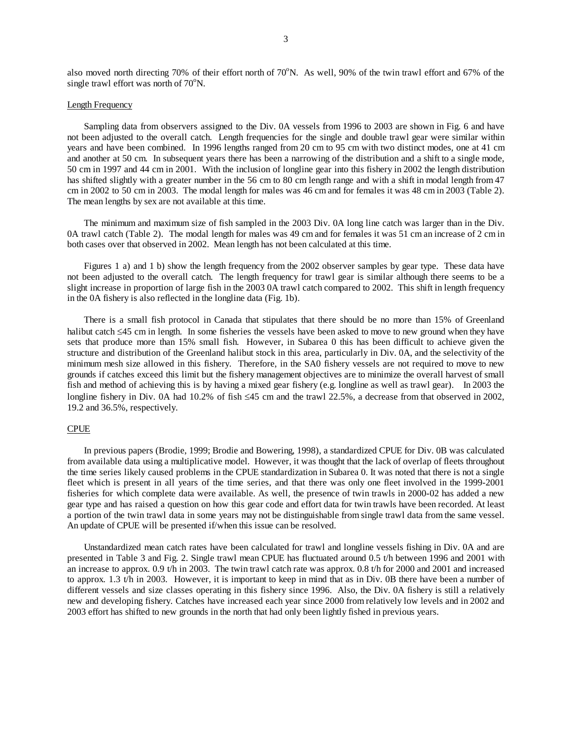also moved north directing 70% of their effort north of 70°N. As well, 90% of the twin trawl effort and 67% of the single trawl effort was north of 70°N.

## Length Frequency

Sampling data from observers assigned to the Div. 0A vessels from 1996 to 2003 are shown in Fig. 6 and have not been adjusted to the overall catch. Length frequencies for the single and double trawl gear were similar within years and have been combined. In 1996 lengths ranged from 20 cm to 95 cm with two distinct modes, one at 41 cm and another at 50 cm. In subsequent years there has been a narrowing of the distribution and a shift to a single mode, 50 cm in 1997 and 44 cm in 2001. With the inclusion of longline gear into this fishery in 2002 the length distribution has shifted slightly with a greater number in the 56 cm to 80 cm length range and with a shift in modal length from 47 cm in 2002 to 50 cm in 2003. The modal length for males was 46 cm and for females it was 48 cm in 2003 (Table 2). The mean lengths by sex are not available at this time.

The minimum and maximum size of fish sampled in the 2003 Div. 0A long line catch was larger than in the Div. 0A trawl catch (Table 2). The modal length for males was 49 cm and for females it was 51 cm an increase of 2 cm in both cases over that observed in 2002. Mean length has not been calculated at this time.

Figures 1 a) and 1 b) show the length frequency from the 2002 observer samples by gear type. These data have not been adjusted to the overall catch. The length frequency for trawl gear is similar although there seems to be a slight increase in proportion of large fish in the 2003 0A trawl catch compared to 2002. This shift in length frequency in the 0A fishery is also reflected in the longline data (Fig. 1b).

There is a small fish protocol in Canada that stipulates that there should be no more than 15% of Greenland halibut catch ≤45 cm in length. In some fisheries the vessels have been asked to move to new ground when they have sets that produce more than 15% small fish. However, in Subarea 0 this has been difficult to achieve given the structure and distribution of the Greenland halibut stock in this area, particularly in Div. 0A, and the selectivity of the minimum mesh size allowed in this fishery. Therefore, in the SA0 fishery vessels are not required to move to new grounds if catches exceed this limit but the fishery management objectives are to minimize the overall harvest of small fish and method of achieving this is by having a mixed gear fishery (e.g. longline as well as trawl gear). In 2003 the longline fishery in Div. 0A had 10.2% of fish ≤45 cm and the trawl 22.5%, a decrease from that observed in 2002, 19.2 and 36.5%, respectively.

## CPUE

In previous papers (Brodie, 1999; Brodie and Bowering, 1998), a standardized CPUE for Div. 0B was calculated from available data using a multiplicative model. However, it was thought that the lack of overlap of fleets throughout the time series likely caused problems in the CPUE standardization in Subarea 0. It was noted that there is not a single fleet which is present in all years of the time series, and that there was only one fleet involved in the 1999-2001 fisheries for which complete data were available. As well, the presence of twin trawls in 2000-02 has added a new gear type and has raised a question on how this gear code and effort data for twin trawls have been recorded. At least a portion of the twin trawl data in some years may not be distinguishable from single trawl data from the same vessel. An update of CPUE will be presented if/when this issue can be resolved.

Unstandardized mean catch rates have been calculated for trawl and longline vessels fishing in Div. 0A and are presented in Table 3 and Fig. 2. Single trawl mean CPUE has fluctuated around 0.5 t/h between 1996 and 2001 with an increase to approx. 0.9 t/h in 2003. The twin trawl catch rate was approx. 0.8 t/h for 2000 and 2001 and increased to approx. 1.3 t/h in 2003. However, it is important to keep in mind that as in Div. 0B there have been a number of different vessels and size classes operating in this fishery since 1996. Also, the Div. 0A fishery is still a relatively new and developing fishery. Catches have increased each year since 2000 from relatively low levels and in 2002 and 2003 effort has shifted to new grounds in the north that had only been lightly fished in previous years.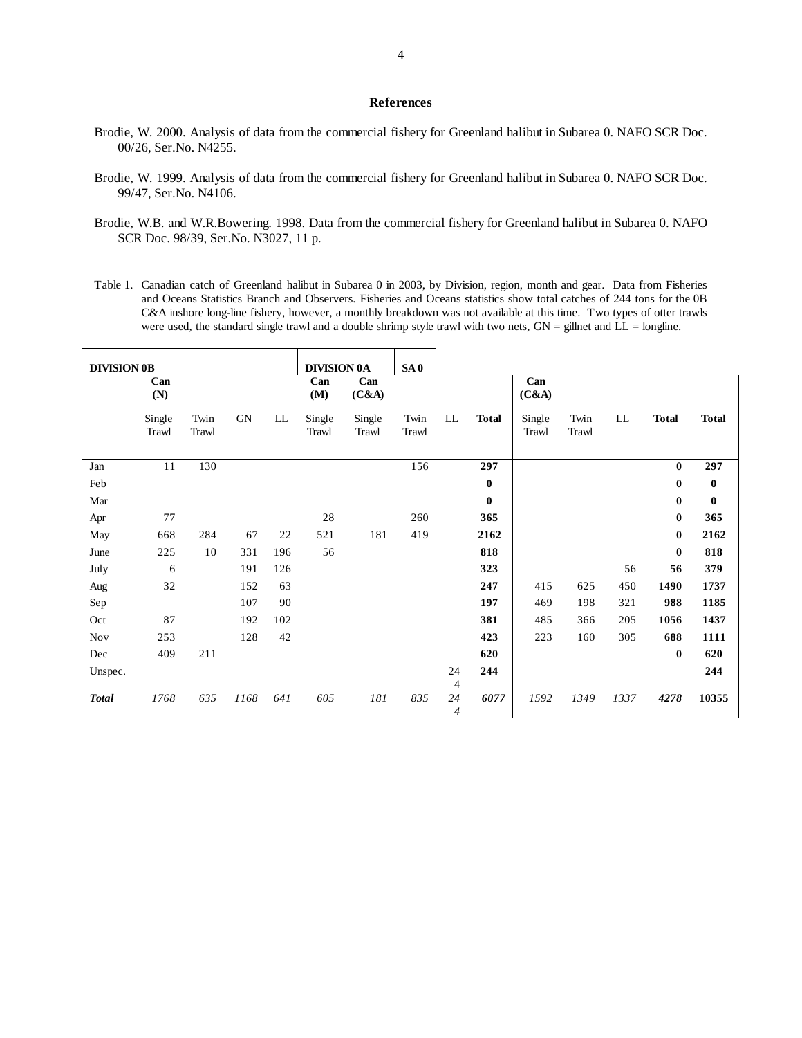## References

Brodie, W. 2000. Analysis of data from the commercial fishery for Greenland halibut in Subarea 0. NAFO SCR Doc. 00/26, Ser.No. N4255.

Brodie, W. 1999. Analysis of data from the commercial fishery for Greenland halibut in Subarea 0. NAFO SCR Doc. 99/47, Ser.No. N4106.

Brodie, W.B. and W.R.Bowering. 1998. Data from the commercial fishery for Greenland halibut in Subarea 0. NAFO SCR Doc. 98/39, Ser.No. N3027, 11 p.

Table 1. Canadian catch of Greenland halibut in Subarea 0 in 2003, by Division, region, month and gear. Data from Fisheries and Oceans Statistics Branch and Observers. Fisheries and Oceans statistics show total catches of 244 tons for the 0B C&A inshore long-line fishery, however, a monthly breakdown was not available at this time. Two types of otter trawls were used, the standard single trawl and a double shrimp style trawl with two nets, GN = gillnet and LL = longline.

| DIVISION 0B | | | | | DIVISION 0A | | SA 0 | | | | | | | |
|---|---|---|---|---|---|---|---|---|---|---|---|---|---|---|
| | Can (N) | | | | Can (M) | Can (C&A) | | | | Can (C&A) | | | | |
| | Single Trawl | Twin Trawl | GN | LL | Single Trawl | Single Trawl | Twin Trawl | LL | **Total** | Single Trawl | Twin Trawl | LL | **Total** | **Total** |
| Jan | 11 | 130 | | | | | 156 | | **297** | | | | **0** | **297** |
| Feb | | | | | | | | | **0** | | | | **0** | **0** |
| Mar | | | | | | | | | **0** | | | | **0** | **0** |
| Apr | 77 | | | | 28 | | 260 | | **365** | | | | **0** | **365** |
| May | 668 | 284 | 67 | 22 | 521 | 181 | 419 | | **2162** | | | | **0** | **2162** |
| June | 225 | 10 | 331 | 196 | 56 | | | | **818** | | | | **0** | **818** |
| July | 6 | | 191 | 126 | | | | | **323** | | | 56 | **56** | **379** |
| Aug | 32 | | 152 | 63 | | | | | **247** | 415 | 625 | 450 | **1490** | **1737** |
| Sep | | | 107 | 90 | | | | | **197** | 469 | 198 | 321 | **988** | **1185** |
| Oct | 87 | | 192 | 102 | | | | | **381** | 485 | 366 | 205 | **1056** | **1437** |
| Nov | 253 | | 128 | 42 | | | | | **423** | 223 | 160 | 305 | **688** | **1111** |
| Dec | 409 | 211 | | | | | | | **620** | | | | **0** | **620** |
| Unspec. | | | | | | | | 244 | **244** | | | | | **244** |
| ***Total*** | *1768* | *635* | *1168* | *641* | *605* | *181* | *835* | *244* | ***6077*** | *1592* | *1349* | *1337* | ***4278*** | **10355** |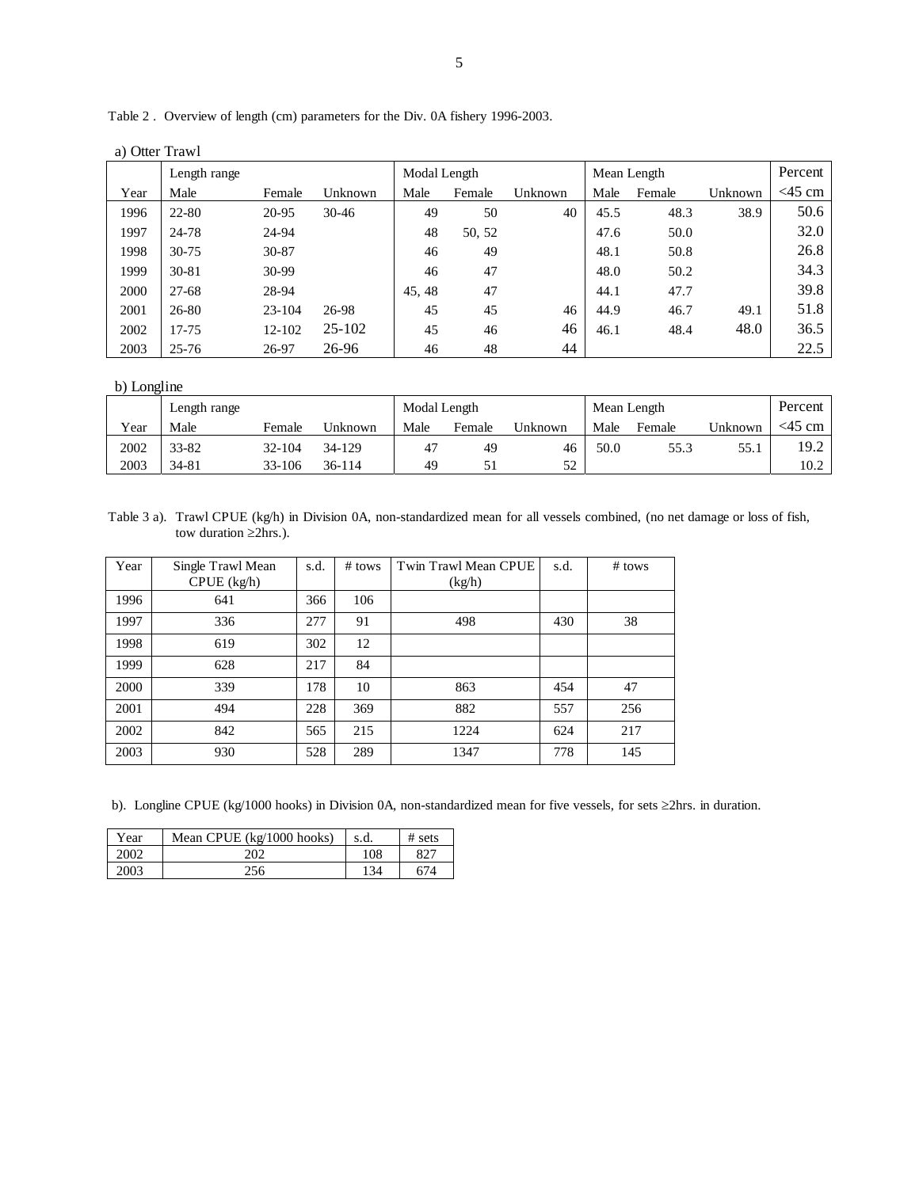Table 2 . Overview of length (cm) parameters for the Div. 0A fishery 1996-2003.

a) Otter Trawl

| | Length range | | | Modal Length | | | Mean Length | | | Percent |
|---|---|---|---|---|---|---|---|---|---|---|
| Year | Male | Female | Unknown | Male | Female | Unknown | Male | Female | Unknown | <45 cm |
| 1996 | 22-80 | 20-95 | 30-46 | 49 | 50 | 40 | 45.5 | 48.3 | 38.9 | 50.6 |
| 1997 | 24-78 | 24-94 | | 48 | 50, 52 | | 47.6 | 50.0 | | 32.0 |
| 1998 | 30-75 | 30-87 | | 46 | 49 | | 48.1 | 50.8 | | 26.8 |
| 1999 | 30-81 | 30-99 | | 46 | 47 | | 48.0 | 50.2 | | 34.3 |
| 2000 | 27-68 | 28-94 | | 45, 48 | 47 | | 44.1 | 47.7 | | 39.8 |
| 2001 | 26-80 | 23-104 | 26-98 | 45 | 45 | 46 | 44.9 | 46.7 | 49.1 | 51.8 |
| 2002 | 17-75 | 12-102 | 25-102 | 45 | 46 | 46 | 46.1 | 48.4 | 48.0 | 36.5 |
| 2003 | 25-76 | 26-97 | 26-96 | 46 | 48 | 44 | | | | 22.5 |

b) Longline

| | Length range | | | Modal Length | | | Mean Length | | | Percent |
|---|---|---|---|---|---|---|---|---|---|---|
| Year | Male | Female | Unknown | Male | Female | Unknown | Male | Female | Unknown | <45 cm |
| 2002 | 33-82 | 32-104 | 34-129 | 47 | 49 | 46 | 50.0 | 55.3 | 55.1 | 19.2 |
| 2003 | 34-81 | 33-106 | 36-114 | 49 | 51 | 52 | | | | 10.2 |

Table 3 a). Trawl CPUE (kg/h) in Division 0A, non-standardized mean for all vessels combined, (no net damage or loss of fish, tow duration ≥2hrs.).

| Year | Single Trawl Mean CPUE (kg/h) | s.d. | # tows | Twin Trawl Mean CPUE (kg/h) | s.d. | # tows |
|---|---|---|---|---|---|---|
| 1996 | 641 | 366 | 106 | | | |
| 1997 | 336 | 277 | 91 | 498 | 430 | 38 |
| 1998 | 619 | 302 | 12 | | | |
| 1999 | 628 | 217 | 84 | | | |
| 2000 | 339 | 178 | 10 | 863 | 454 | 47 |
| 2001 | 494 | 228 | 369 | 882 | 557 | 256 |
| 2002 | 842 | 565 | 215 | 1224 | 624 | 217 |
| 2003 | 930 | 528 | 289 | 1347 | 778 | 145 |

b). Longline CPUE (kg/1000 hooks) in Division 0A, non-standardized mean for five vessels, for sets ≥2hrs. in duration.

| Year | Mean CPUE (kg/1000 hooks) | s.d. | # sets |
|---|---|---|---|
| 2002 | 202 | 108 | 827 |
| 2003 | 256 | 134 | 674 |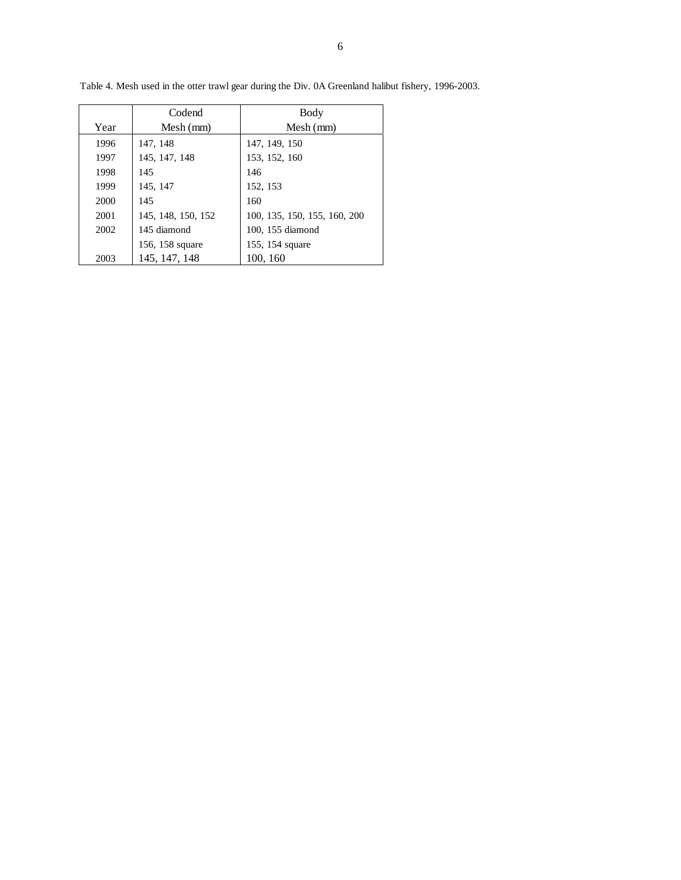Table 4. Mesh used in the otter trawl gear during the Div. 0A Greenland halibut fishery, 1996-2003.

| Year | Codend Mesh (mm) | Body Mesh (mm) |
|---|---|---|
| 1996 | 147, 148 | 147, 149, 150 |
| 1997 | 145, 147, 148 | 153, 152, 160 |
| 1998 | 145 | 146 |
| 1999 | 145, 147 | 152, 153 |
| 2000 | 145 | 160 |
| 2001 | 145, 148, 150, 152 | 100, 135, 150, 155, 160, 200 |
| 2002 | 145 diamond | 100, 155 diamond |
| | 156, 158 square | 155, 154 square |
| 2003 | 145, 147, 148 | 100, 160 |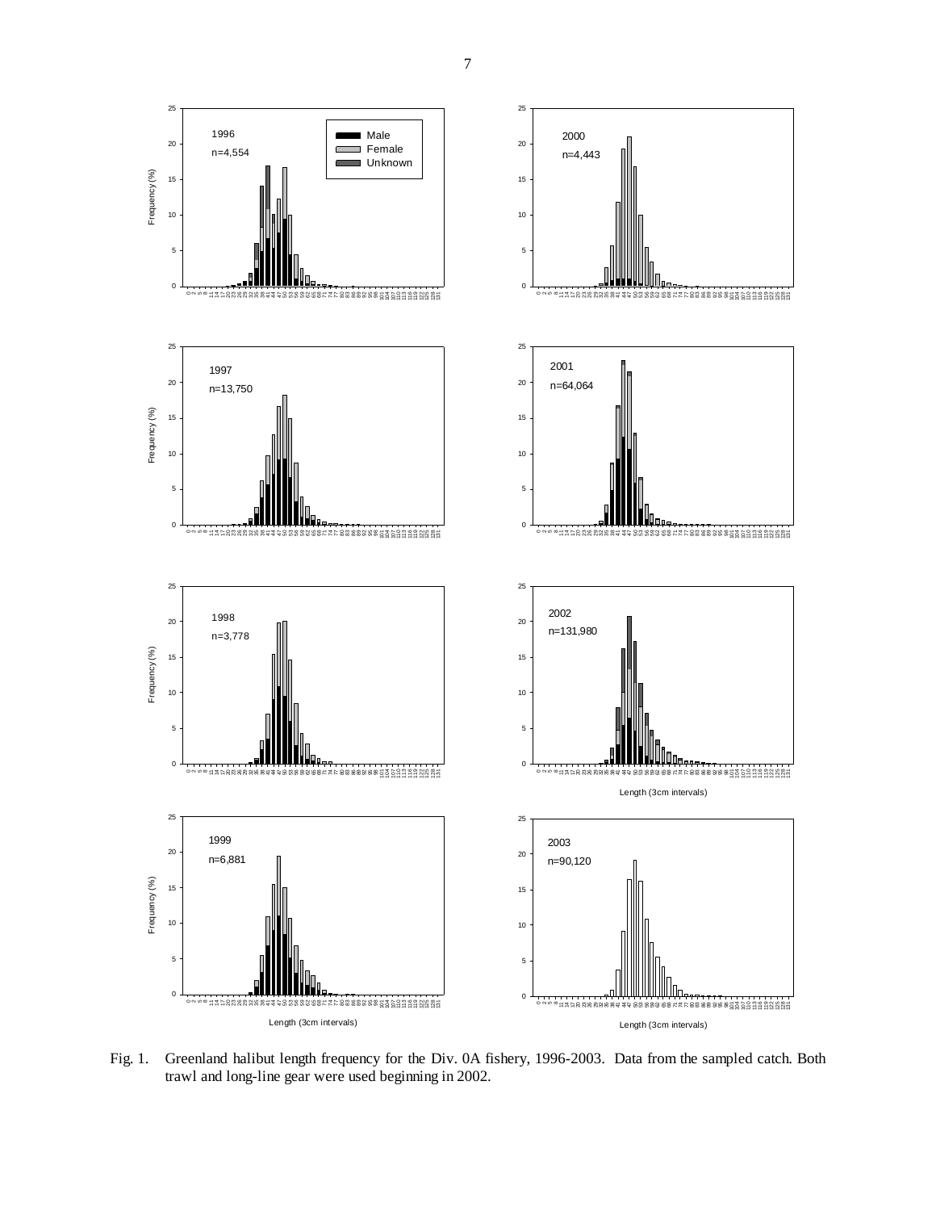Fig. 1. Greenland halibut length frequency for the Div. 0A fishery, 1996-2003. Data from the sampled catch. Both trawl and long-line gear were used beginning in 2002.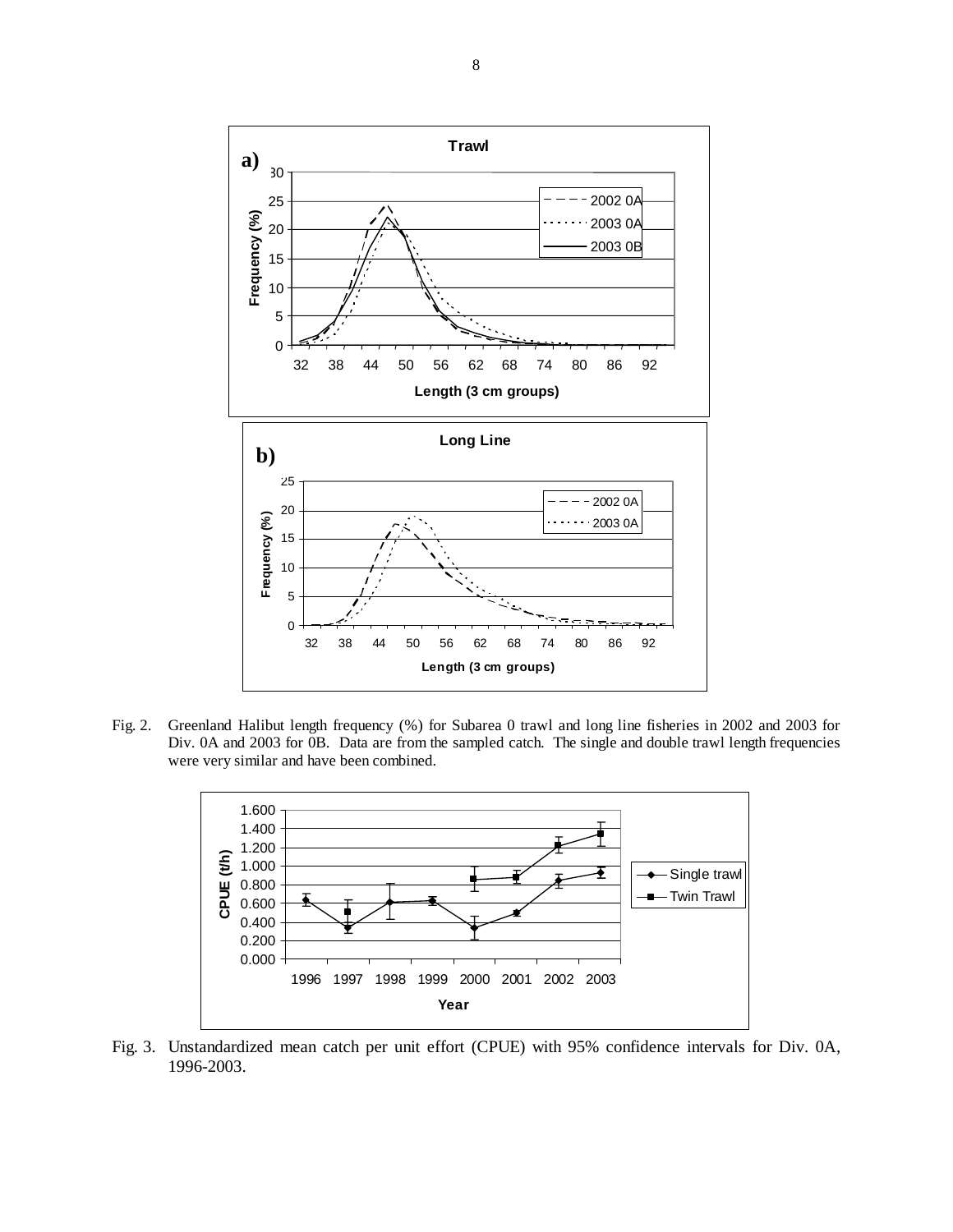**a)**

Trawl

Frequency (%)

30
25
20
15
10
5
0

32 38 44 50 56 62 68 74 80 86 92

Length (3 cm groups)

2002 0A
2003 0A
2003 0B

**b)**

Long Line

Frequency (%)

25
20
15
10
5
0

32 38 44 50 56 62 68 74 80 86 92

Length (3 cm groups)

2002 0A
2003 0A

Fig. 2. Greenland Halibut length frequency (%) for Subarea 0 trawl and long line fisheries in 2002 and 2003 for Div. 0A and 2003 for 0B. Data are from the sampled catch. The single and double trawl length frequencies were very similar and have been combined.

CPUE (t/h)

1.600
1.400
1.200
1.000
0.800
0.600
0.400
0.200
0.000

1996 1997 1998 1999 2000 2001 2002 2003

Year

Single trawl
Twin Trawl

Fig. 3. Unstandardized mean catch per unit effort (CPUE) with 95% confidence intervals for Div. 0A, 1996-2003.